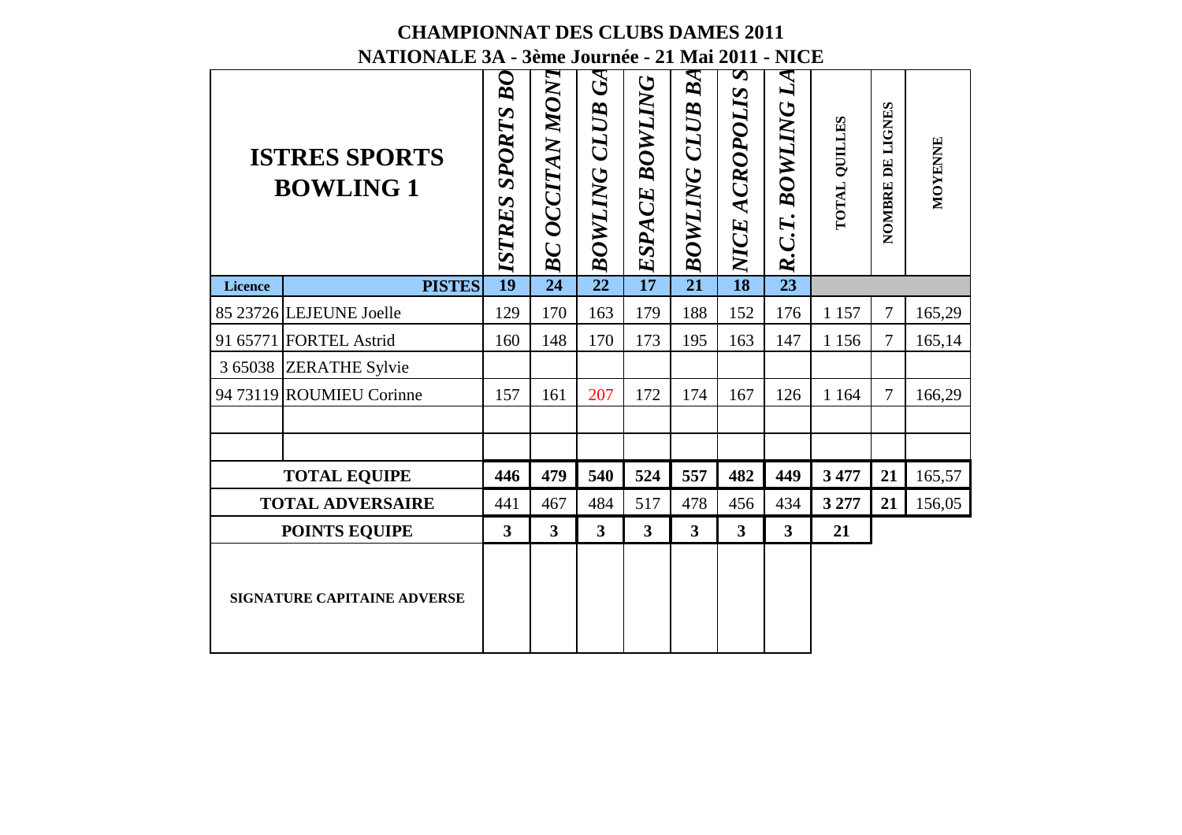# CHAMPIONNAT DES CLUBS DAMES 2011

## NATIONALE 3A - 3ème Journée - 21 Mai 2011 - NICE

| ISTRES SPORTS BOWLING 1 | | ISTRES SPORTS BO | BC OCCITAN MONT | BOWLING CLUB GA | ESPACE BOWLING | BOWLING CLUB BA | NICE ACROPOLIS S | R.C.T. BOWLING LA | TOTAL QUILLES | NOMBRE DE LIGNES | MOYENNE |
|---|---|---|---|---|---|---|---|---|---|---|---|
| **Licence** | **PISTES** | **19** | **24** | **22** | **17** | **21** | **18** | **23** | | | |
| 85 23726 | LEJEUNE Joelle | 129 | 170 | 163 | 179 | 188 | 152 | 176 | 1 157 | 7 | 165,29 |
| 91 65771 | FORTEL Astrid | 160 | 148 | 170 | 173 | 195 | 163 | 147 | 1 156 | 7 | 165,14 |
| 3 65038 | ZERATHE Sylvie | | | | | | | | | | |
| 94 73119 | ROUMIEU Corinne | 157 | 161 | 207 | 172 | 174 | 167 | 126 | 1 164 | 7 | 166,29 |
| | | | | | | | | | | | |
| | | | | | | | | | | | |
| **TOTAL EQUIPE** | | **446** | **479** | **540** | **524** | **557** | **482** | **449** | **3 477** | **21** | 165,57 |
| **TOTAL ADVERSAIRE** | | 441 | 467 | 484 | 517 | 478 | 456 | 434 | **3 277** | **21** | 156,05 |
| **POINTS EQUIPE** | | **3** | **3** | **3** | **3** | **3** | **3** | **3** | **21** | | |
| **SIGNATURE CAPITAINE ADVERSE** | | | | | | | | | | | |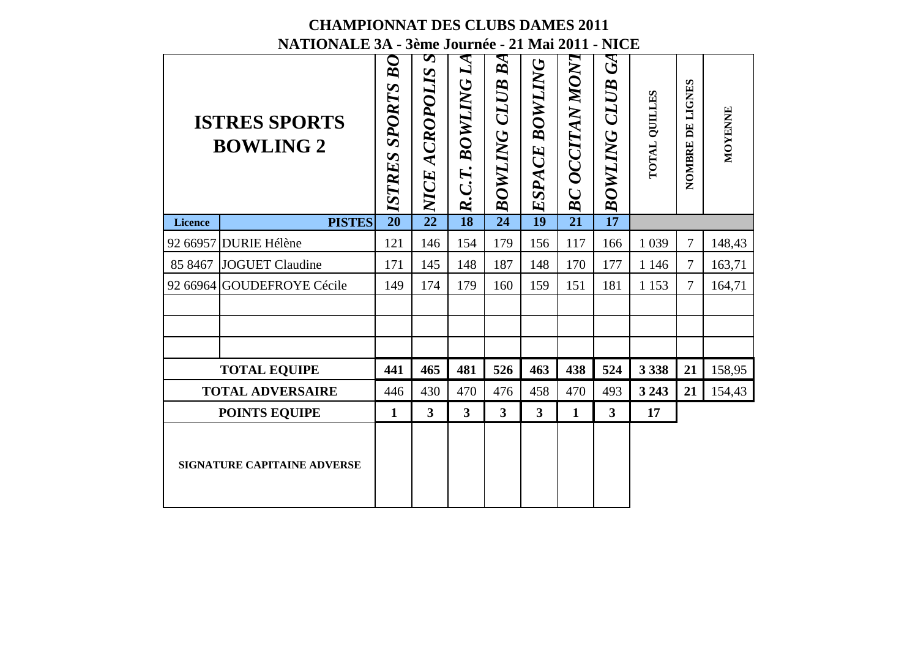# CHAMPIONNAT DES CLUBS DAMES 2011

## NATIONALE 3A - 3ème Journée - 21 Mai 2011 - NICE

| ISTRES SPORTS BOWLING 2 | | ISTRES SPORTS BO | NICE ACROPOLIS S | R.C.T. BOWLING LA | BOWLING CLUB BA | ESPACE BOWLING | BC OCCITAN MONT | BOWLING CLUB GA | TOTAL QUILLES | NOMBRE DE LIGNES | MOYENNE |
|---|---|---|---|---|---|---|---|---|---|---|---|
| **Licence** | **PISTES** | **20** | **22** | **18** | **24** | **19** | **21** | **17** | | | |
| 92 66957 | DURIE Hélène | 121 | 146 | 154 | 179 | 156 | 117 | 166 | 1 039 | 7 | 148,43 |
| 85 8467 | JOGUET Claudine | 171 | 145 | 148 | 187 | 148 | 170 | 177 | 1 146 | 7 | 163,71 |
| 92 66964 | GOUDEFROYE Cécile | 149 | 174 | 179 | 160 | 159 | 151 | 181 | 1 153 | 7 | 164,71 |
| | | | | | | | | | | | |
| | | | | | | | | | | | |
| | | | | | | | | | | | |
| **TOTAL EQUIPE** | | **441** | **465** | **481** | **526** | **463** | **438** | **524** | **3 338** | **21** | 158,95 |
| **TOTAL ADVERSAIRE** | | 446 | 430 | 470 | 476 | 458 | 470 | 493 | **3 243** | **21** | 154,43 |
| **POINTS EQUIPE** | | **1** | **3** | **3** | **3** | **3** | **1** | **3** | **17** | | |
| **SIGNATURE CAPITAINE ADVERSE** | | | | | | | | | | | |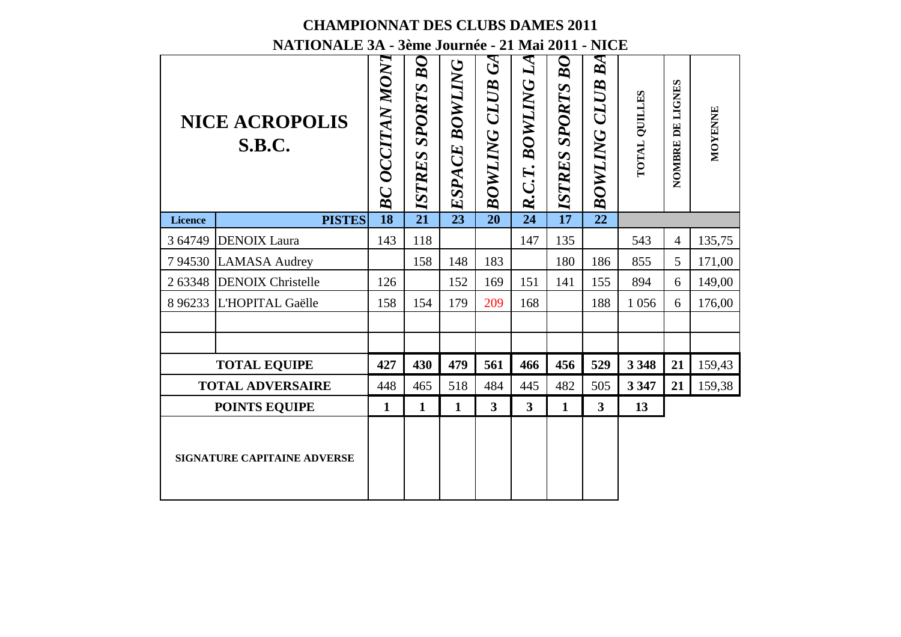# CHAMPIONNAT DES CLUBS DAMES 2011

## NATIONALE 3A - 3ème Journée - 21 Mai 2011 - NICE

| NICE ACROPOLIS S.B.C. | | BC OCCITAN MONT | ISTRES SPORTS BO | ESPACE BOWLING | BOWLING CLUB GA | R.C.T. BOWLING LA | ISTRES SPORTS BO | BOWLING CLUB BA | TOTAL QUILLES | NOMBRE DE LIGNES | MOYENNE |
|---|---|---|---|---|---|---|---|---|---|---|---|
| **Licence** | **PISTES** | **18** | **21** | **23** | **20** | **24** | **17** | **22** | | | |
| 3 64749 | DENOIX Laura | 143 | 118 | | | 147 | 135 | | 543 | 4 | 135,75 |
| 7 94530 | LAMASA Audrey | | 158 | 148 | 183 | | 180 | 186 | 855 | 5 | 171,00 |
| 2 63348 | DENOIX Christelle | 126 | | 152 | 169 | 151 | 141 | 155 | 894 | 6 | 149,00 |
| 8 96233 | L'HOPITAL Gaëlle | 158 | 154 | 179 | 209 | 168 | | 188 | 1 056 | 6 | 176,00 |
| | | | | | | | | | | | |
| | | | | | | | | | | | |
| **TOTAL EQUIPE** | | **427** | **430** | **479** | **561** | **466** | **456** | **529** | **3 348** | **21** | 159,43 |
| **TOTAL ADVERSAIRE** | | 448 | 465 | 518 | 484 | 445 | 482 | 505 | **3 347** | **21** | 159,38 |
| **POINTS EQUIPE** | | **1** | **1** | **1** | **3** | **3** | **1** | **3** | **13** | | |
| **SIGNATURE CAPITAINE ADVERSE** | | | | | | | | | | | |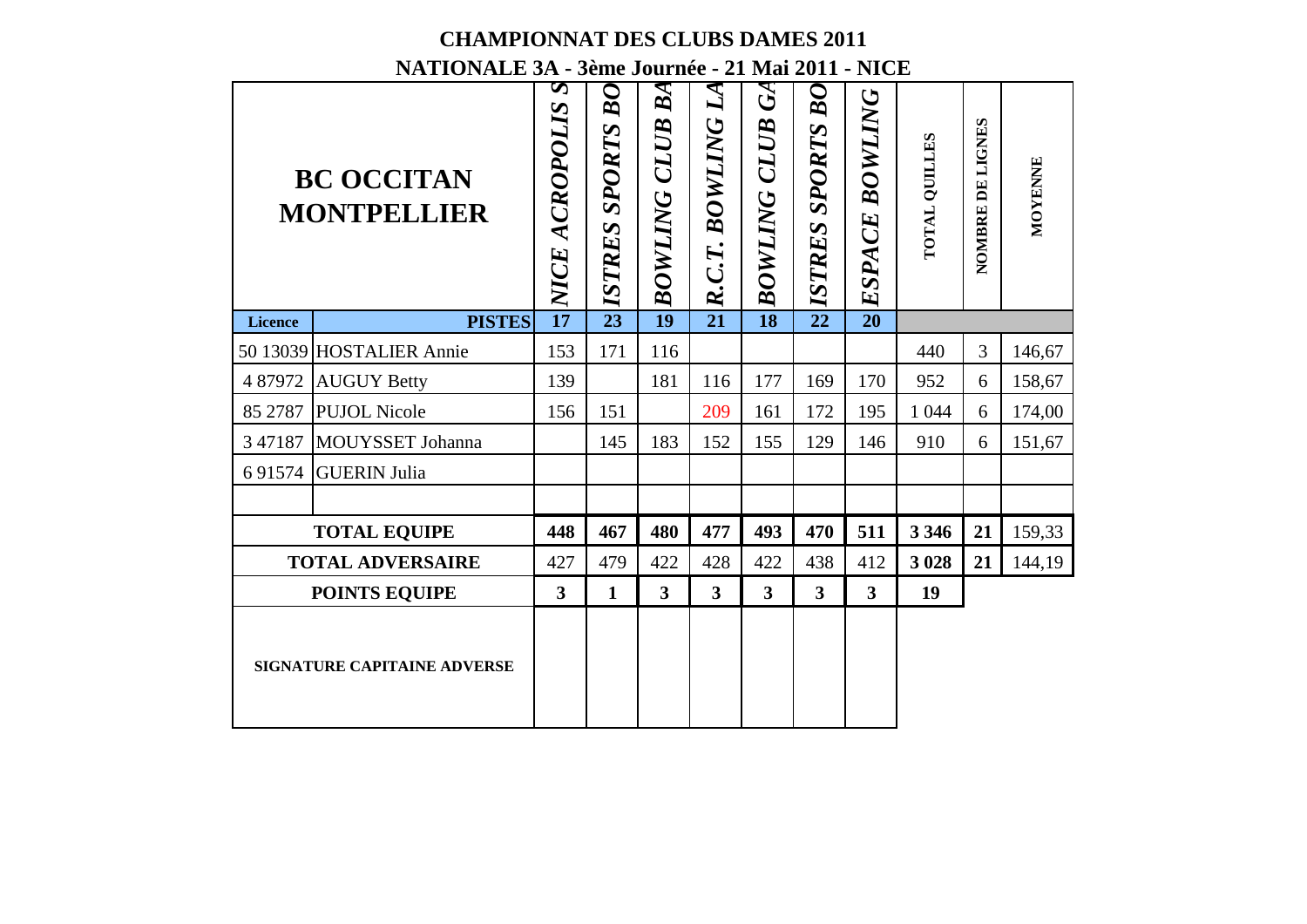# CHAMPIONNAT DES CLUBS DAMES 2011

## NATIONALE 3A - 3ème Journée - 21 Mai 2011 - NICE

| BC OCCITAN MONTPELLIER | | NICE ACROPOLIS S | ISTRES SPORTS BO | BOWLING CLUB BA | R.C.T. BOWLING LA | BOWLING CLUB GA | ISTRES SPORTS BO | ESPACE BOWLING | TOTAL QUILLES | NOMBRE DE LIGNES | MOYENNE |
|---|---|---|---|---|---|---|---|---|---|---|---|
| **Licence** | **PISTES** | **17** | **23** | **19** | **21** | **18** | **22** | **20** | | | |
| 50 13039 | HOSTALIER Annie | 153 | 171 | 116 | | | | | 440 | 3 | 146,67 |
| 4 87972 | AUGUY Betty | 139 | | 181 | 116 | 177 | 169 | 170 | 952 | 6 | 158,67 |
| 85 2787 | PUJOL Nicole | 156 | 151 | | 209 | 161 | 172 | 195 | 1 044 | 6 | 174,00 |
| 3 47187 | MOUYSSET Johanna | | 145 | 183 | 152 | 155 | 129 | 146 | 910 | 6 | 151,67 |
| 6 91574 | GUERIN Julia | | | | | | | | | | |
| | | | | | | | | | | | |
| **TOTAL EQUIPE** | | **448** | **467** | **480** | **477** | **493** | **470** | **511** | **3 346** | **21** | 159,33 |
| **TOTAL ADVERSAIRE** | | 427 | 479 | 422 | 428 | 422 | 438 | 412 | **3 028** | **21** | 144,19 |
| **POINTS EQUIPE** | | **3** | **1** | **3** | **3** | **3** | **3** | **3** | **19** | | |
| **SIGNATURE CAPITAINE ADVERSE** | | | | | | | | | | | |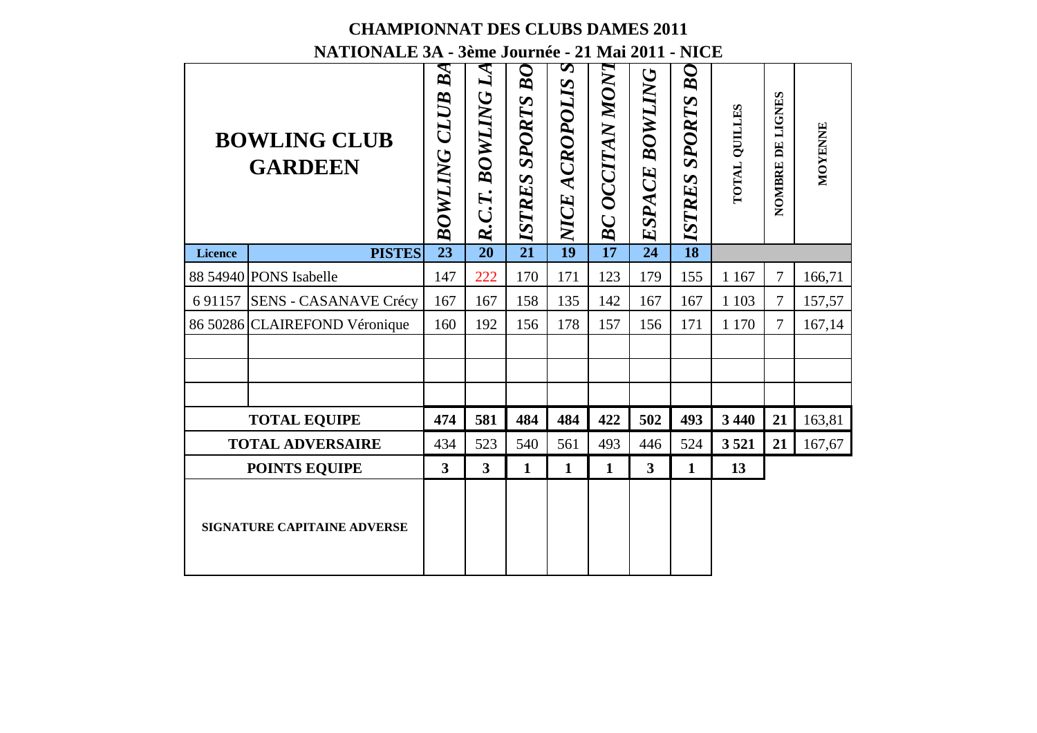# CHAMPIONNAT DES CLUBS DAMES 2011

## NATIONALE 3A - 3ème Journée - 21 Mai 2011 - NICE

| BOWLING CLUB GARDEEN | | BOWLING CLUB BA | R.C.T. BOWLING LA | ISTRES SPORTS BO | NICE ACROPOLIS S | BC OCCITAN MONT | ESPACE BOWLING | ISTRES SPORTS BO | TOTAL QUILLES | NOMBRE DE LIGNES | MOYENNE |
|---|---|---|---|---|---|---|---|---|---|---|---|
| **Licence** | **PISTES** | **23** | **20** | **21** | **19** | **17** | **24** | **18** | | | |
| 88 54940 | PONS Isabelle | 147 | 222 | 170 | 171 | 123 | 179 | 155 | 1 167 | 7 | 166,71 |
| 6 91157 | SENS - CASANAVE Crécy | 167 | 167 | 158 | 135 | 142 | 167 | 167 | 1 103 | 7 | 157,57 |
| 86 50286 | CLAIREFOND Véronique | 160 | 192 | 156 | 178 | 157 | 156 | 171 | 1 170 | 7 | 167,14 |
| | | | | | | | | | | | |
| | | | | | | | | | | | |
| | | | | | | | | | | | |
| **TOTAL EQUIPE** | | **474** | **581** | **484** | **484** | **422** | **502** | **493** | **3 440** | **21** | 163,81 |
| **TOTAL ADVERSAIRE** | | 434 | 523 | 540 | 561 | 493 | 446 | 524 | **3 521** | **21** | 167,67 |
| **POINTS EQUIPE** | | **3** | **3** | **1** | **1** | **1** | **3** | **1** | **13** | | |
| **SIGNATURE CAPITAINE ADVERSE** | | | | | | | | | | | |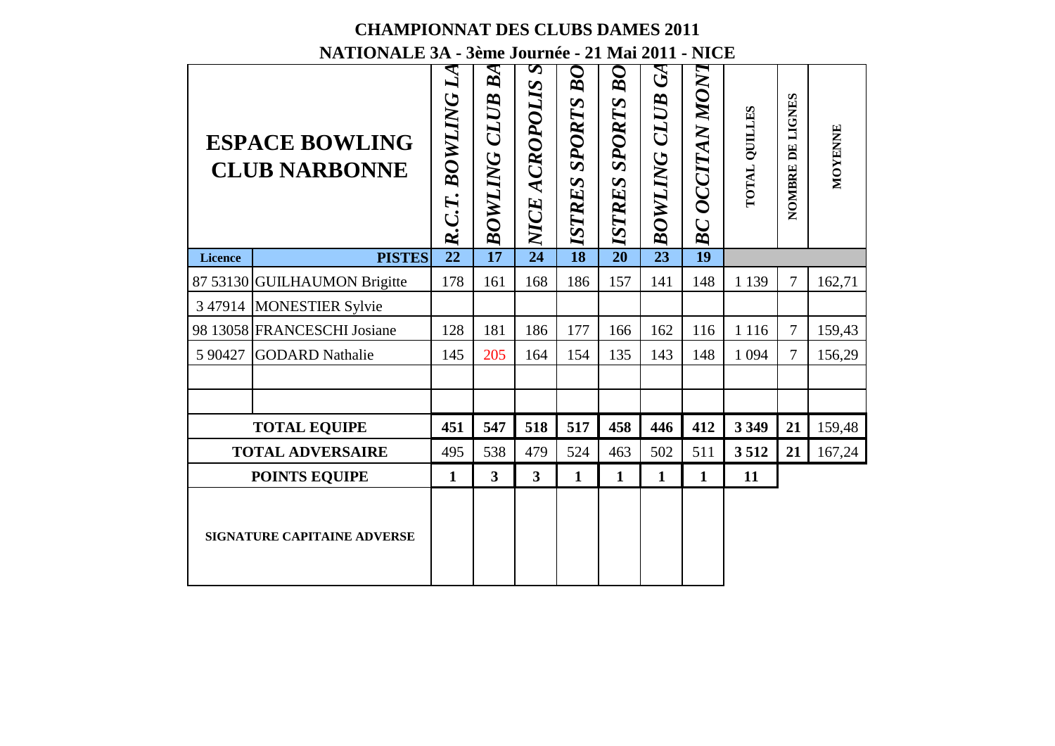# CHAMPIONNAT DES CLUBS DAMES 2011

## NATIONALE 3A - 3ème Journée - 21 Mai 2011 - NICE

| ESPACE BOWLING CLUB NARBONNE | | R.C.T. BOWLING LA | BOWLING CLUB BA | NICE ACROPOLIS S | ISTRES SPORTS BO | ISTRES SPORTS BO | BOWLING CLUB GA | BC OCCITAN MONT | TOTAL QUILLES | NOMBRE DE LIGNES | MOYENNE |
|---|---|---|---|---|---|---|---|---|---|---|---|
| **Licence** | **PISTES** | **22** | **17** | **24** | **18** | **20** | **23** | **19** | | | |
| 87 53130 | GUILHAUMON Brigitte | 178 | 161 | 168 | 186 | 157 | 141 | 148 | 1 139 | 7 | 162,71 |
| 3 47914 | MONESTIER Sylvie | | | | | | | | | | |
| 98 13058 | FRANCESCHI Josiane | 128 | 181 | 186 | 177 | 166 | 162 | 116 | 1 116 | 7 | 159,43 |
| 5 90427 | GODARD Nathalie | 145 | 205 | 164 | 154 | 135 | 143 | 148 | 1 094 | 7 | 156,29 |
| | | | | | | | | | | | |
| | | | | | | | | | | | |
| **TOTAL EQUIPE** | | **451** | **547** | **518** | **517** | **458** | **446** | **412** | **3 349** | **21** | 159,48 |
| **TOTAL ADVERSAIRE** | | 495 | 538 | 479 | 524 | 463 | 502 | 511 | **3 512** | **21** | 167,24 |
| **POINTS EQUIPE** | | **1** | **3** | **3** | **1** | **1** | **1** | **1** | **11** | | |
| **SIGNATURE CAPITAINE ADVERSE** | | | | | | | | | | | |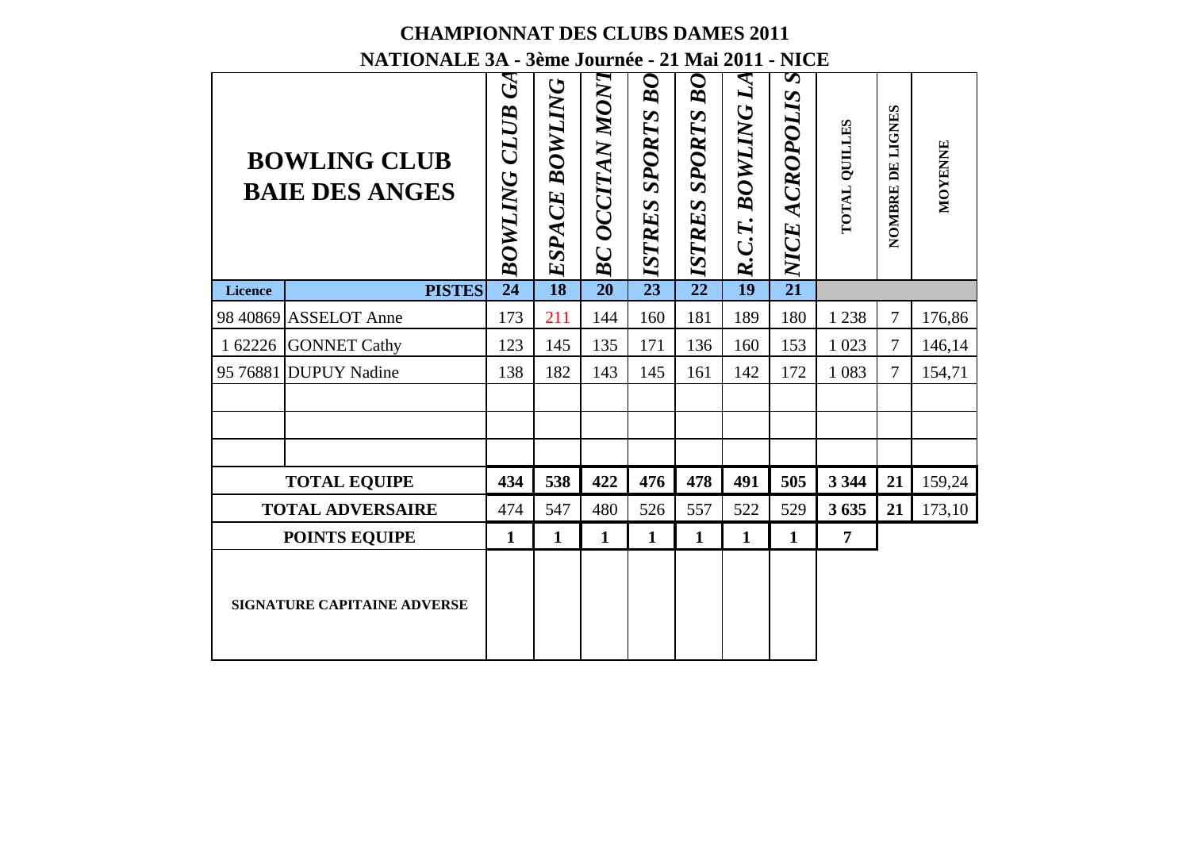# CHAMPIONNAT DES CLUBS DAMES 2011

## NATIONALE 3A - 3ème Journée - 21 Mai 2011 - NICE

| BOWLING CLUB BAIE DES ANGES | | BOWLING CLUB GA | ESPACE BOWLING | BC OCCITAN MONT | ISTRES SPORTS BO | ISTRES SPORTS BO | R.C.T. BOWLING LA | NICE ACROPOLIS S | TOTAL QUILLES | NOMBRE DE LIGNES | MOYENNE |
|---|---|---|---|---|---|---|---|---|---|---|---|
| **Licence** | **PISTES** | **24** | **18** | **20** | **23** | **22** | **19** | **21** | | | |
| 98 40869 | ASSELOT Anne | 173 | 211 | 144 | 160 | 181 | 189 | 180 | 1 238 | 7 | 176,86 |
| 1 62226 | GONNET Cathy | 123 | 145 | 135 | 171 | 136 | 160 | 153 | 1 023 | 7 | 146,14 |
| 95 76881 | DUPUY Nadine | 138 | 182 | 143 | 145 | 161 | 142 | 172 | 1 083 | 7 | 154,71 |
| | | | | | | | | | | | |
| | | | | | | | | | | | |
| | | | | | | | | | | | |
| **TOTAL EQUIPE** | | **434** | **538** | **422** | **476** | **478** | **491** | **505** | **3 344** | **21** | 159,24 |
| **TOTAL ADVERSAIRE** | | 474 | 547 | 480 | 526 | 557 | 522 | 529 | **3 635** | **21** | 173,10 |
| **POINTS EQUIPE** | | **1** | **1** | **1** | **1** | **1** | **1** | **1** | **7** | | |
| **SIGNATURE CAPITAINE ADVERSE** | | | | | | | | | | | |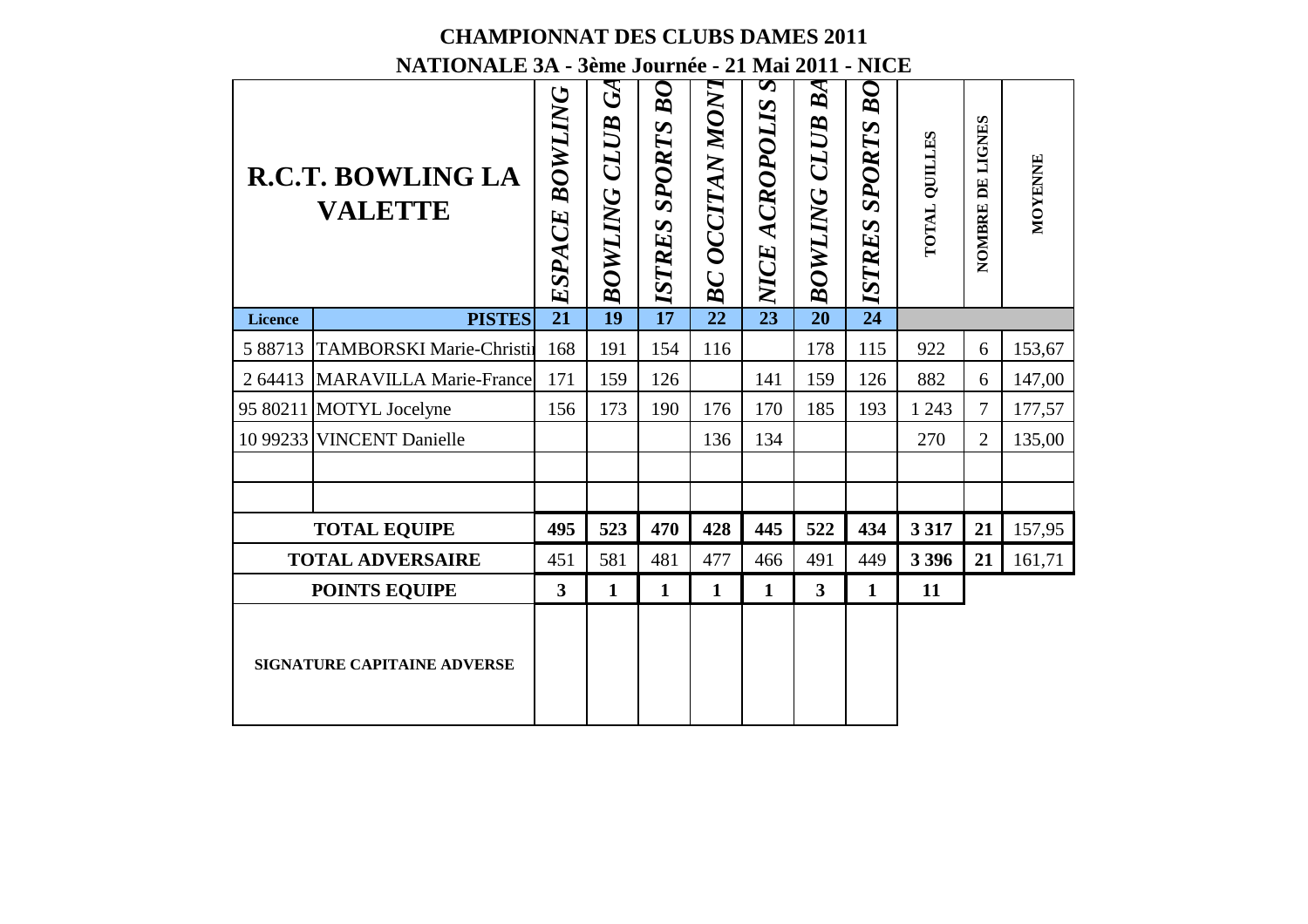# CHAMPIONNAT DES CLUBS DAMES 2011

## NATIONALE 3A - 3ème Journée - 21 Mai 2011 - NICE

| R.C.T. BOWLING LA VALETTE | | ESPACE BOWLING | BOWLING CLUB GA | ISTRES SPORTS BO | BC OCCITAN MONT | NICE ACROPOLIS S | BOWLING CLUB BA | ISTRES SPORTS BO | TOTAL QUILLES | NOMBRE DE LIGNES | MOYENNE |
|---|---|---|---|---|---|---|---|---|---|---|---|
| **Licence** | **PISTES** | **21** | **19** | **17** | **22** | **23** | **20** | **24** | | | |
| 5 88713 | TAMBORSKI Marie-Christi | 168 | 191 | 154 | 116 | | 178 | 115 | 922 | 6 | 153,67 |
| 2 64413 | MARAVILLA Marie-France | 171 | 159 | 126 | | 141 | 159 | 126 | 882 | 6 | 147,00 |
| 95 80211 | MOTYL Jocelyne | 156 | 173 | 190 | 176 | 170 | 185 | 193 | 1 243 | 7 | 177,57 |
| 10 99233 | VINCENT Danielle | | | | 136 | 134 | | | 270 | 2 | 135,00 |
| | | | | | | | | | | | |
| | | | | | | | | | | | |
| **TOTAL EQUIPE** | | **495** | **523** | **470** | **428** | **445** | **522** | **434** | **3 317** | **21** | 157,95 |
| **TOTAL ADVERSAIRE** | | 451 | 581 | 481 | 477 | 466 | 491 | 449 | **3 396** | **21** | 161,71 |
| **POINTS EQUIPE** | | **3** | **1** | **1** | **1** | **1** | **3** | **1** | **11** | | |
| **SIGNATURE CAPITAINE ADVERSE** | | | | | | | | | | | |